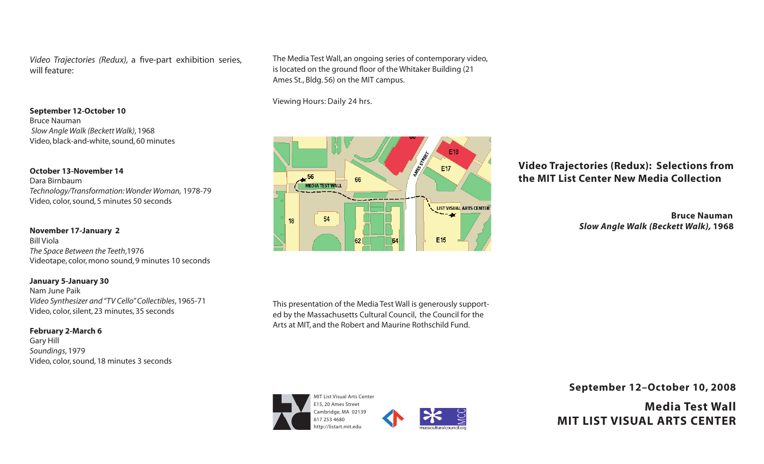*Video Trajectories (Redux)*, a five-part exhibition series, will feature:

**September 12-October 10**
Bruce Nauman
*Slow Angle Walk (Beckett Walk)*, 1968
Video, black-and-white, sound, 60 minutes

**October 13-November 14**
Dara Birnbaum
*Technology/Transformation: Wonder Woman,* 1978-79
Video, color, sound, 5 minutes 50 seconds

**November 17-January 2**
Bill Viola
*The Space Between the Teeth*, 1976
Videotape, color, mono sound, 9 minutes 10 seconds

**January 5-January 30**
Nam June Paik
*Video Synthesizer and "TV Cello" Collectibles*, 1965-71
Video, color, silent, 23 minutes, 35 seconds

**February 2-March 6**
Gary Hill
*Soundings*, 1979
Video, color, sound, 18 minutes 3 seconds

The Media Test Wall, an ongoing series of contemporary video, is located on the ground floor of the Whitaker Building (21 Ames St., Bldg. 56) on the MIT campus.

Viewing Hours: Daily 24 hrs.

56 · MEDIA TEST WALL · 66 · AMES STREET · E18 · E17 · LIST VISUAL ARTS CENTER · 18 · 54 · 62 · 64 · E15

This presentation of the Media Test Wall is generously supported by the Massachusetts Cultural Council, the Council for the Arts at MIT, and the Robert and Maurine Rothschild Fund.

MIT List Visual Arts Center
E15, 20 Ames Street
Cambridge, MA 02139
617 253 4680
http://listart.mit.edu

MCC
massculturalcouncil.org

## Video Trajectories (Redux): Selections from the MIT List Center New Media Collection

**Bruce Nauman**
***Slow Angle Walk (Beckett Walk)*, 1968**

**September 12–October 10, 2008**

**Media Test Wall**
**MIT LIST VISUAL ARTS CENTER**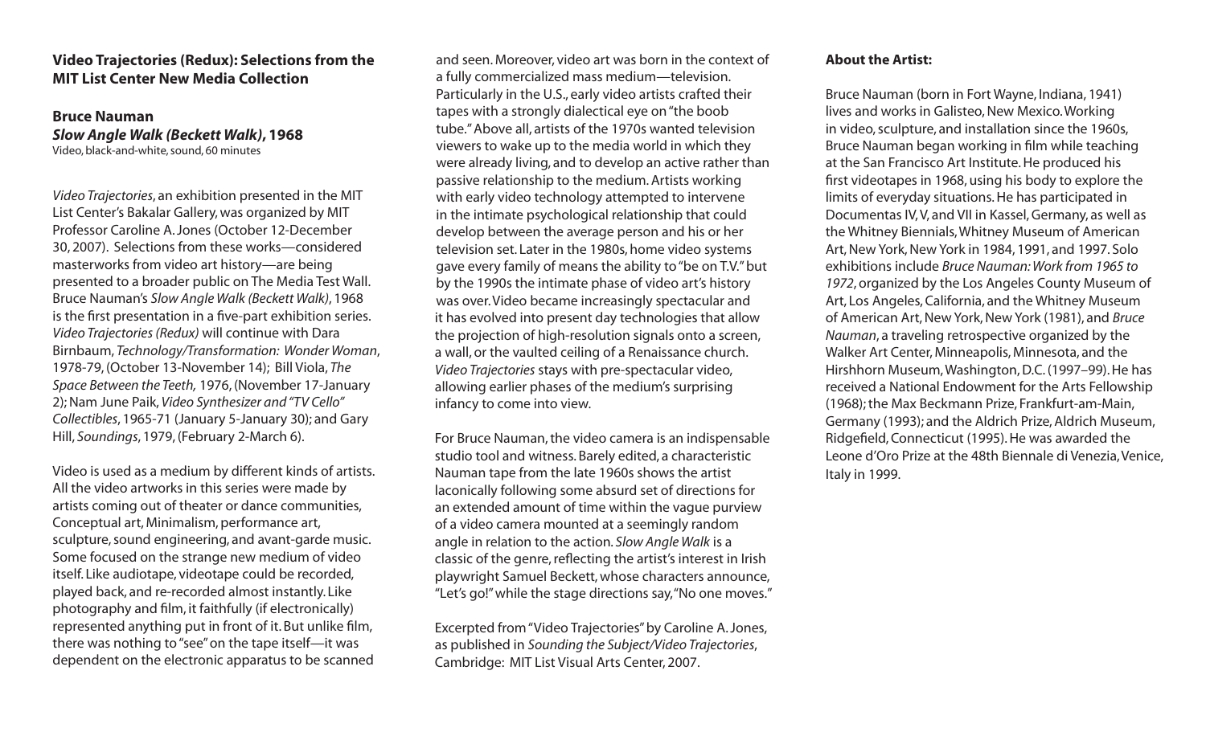## Video Trajectories (Redux): Selections from the MIT List Center New Media Collection

### Bruce Nauman

***Slow Angle Walk (Beckett Walk)*, 1968**

Video, black-and-white, sound, 60 minutes

*Video Trajectories*, an exhibition presented in the MIT List Center's Bakalar Gallery, was organized by MIT Professor Caroline A. Jones (October 12-December 30, 2007). Selections from these works—considered masterworks from video art history—are being presented to a broader public on The Media Test Wall. Bruce Nauman's *Slow Angle Walk (Beckett Walk)*, 1968 is the first presentation in a five-part exhibition series. *Video Trajectories (Redux)* will continue with Dara Birnbaum, *Technology/Transformation: Wonder Woman*, 1978-79, (October 13-November 14); Bill Viola, *The Space Between the Teeth,* 1976, (November 17-January 2); Nam June Paik, *Video Synthesizer and "TV Cello" Collectibles*, 1965-71 (January 5-January 30); and Gary Hill, *Soundings*, 1979, (February 2-March 6).

Video is used as a medium by different kinds of artists. All the video artworks in this series were made by artists coming out of theater or dance communities, Conceptual art, Minimalism, performance art, sculpture, sound engineering, and avant-garde music. Some focused on the strange new medium of video itself. Like audiotape, videotape could be recorded, played back, and re-recorded almost instantly. Like photography and film, it faithfully (if electronically) represented anything put in front of it. But unlike film, there was nothing to "see" on the tape itself—it was dependent on the electronic apparatus to be scanned and seen. Moreover, video art was born in the context of a fully commercialized mass medium—television. Particularly in the U.S., early video artists crafted their tapes with a strongly dialectical eye on "the boob tube." Above all, artists of the 1970s wanted television viewers to wake up to the media world in which they were already living, and to develop an active rather than passive relationship to the medium. Artists working with early video technology attempted to intervene in the intimate psychological relationship that could develop between the average person and his or her television set. Later in the 1980s, home video systems gave every family of means the ability to "be on T.V." but by the 1990s the intimate phase of video art's history was over. Video became increasingly spectacular and it has evolved into present day technologies that allow the projection of high-resolution signals onto a screen, a wall, or the vaulted ceiling of a Renaissance church. *Video Trajectories* stays with pre-spectacular video, allowing earlier phases of the medium's surprising infancy to come into view.

For Bruce Nauman, the video camera is an indispensable studio tool and witness. Barely edited, a characteristic Nauman tape from the late 1960s shows the artist laconically following some absurd set of directions for an extended amount of time within the vague purview of a video camera mounted at a seemingly random angle in relation to the action. *Slow Angle Walk* is a classic of the genre, reflecting the artist's interest in Irish playwright Samuel Beckett, whose characters announce, "Let's go!" while the stage directions say, "No one moves."

Excerpted from "Video Trajectories" by Caroline A. Jones, as published in *Sounding the Subject/Video Trajectories*, Cambridge: MIT List Visual Arts Center, 2007.

**About the Artist:**

Bruce Nauman (born in Fort Wayne, Indiana, 1941) lives and works in Galisteo, New Mexico. Working in video, sculpture, and installation since the 1960s, Bruce Nauman began working in film while teaching at the San Francisco Art Institute. He produced his first videotapes in 1968, using his body to explore the limits of everyday situations. He has participated in Documentas IV, V, and VII in Kassel, Germany, as well as the Whitney Biennials, Whitney Museum of American Art, New York, New York in 1984, 1991, and 1997. Solo exhibitions include *Bruce Nauman: Work from 1965 to 1972*, organized by the Los Angeles County Museum of Art, Los Angeles, California, and the Whitney Museum of American Art, New York, New York (1981), and *Bruce Nauman*, a traveling retrospective organized by the Walker Art Center, Minneapolis, Minnesota, and the Hirshhorn Museum, Washington, D.C. (1997–99). He has received a National Endowment for the Arts Fellowship (1968); the Max Beckmann Prize, Frankfurt-am-Main, Germany (1993); and the Aldrich Prize, Aldrich Museum, Ridgefield, Connecticut (1995). He was awarded the Leone d'Oro Prize at the 48th Biennale di Venezia, Venice, Italy in 1999.